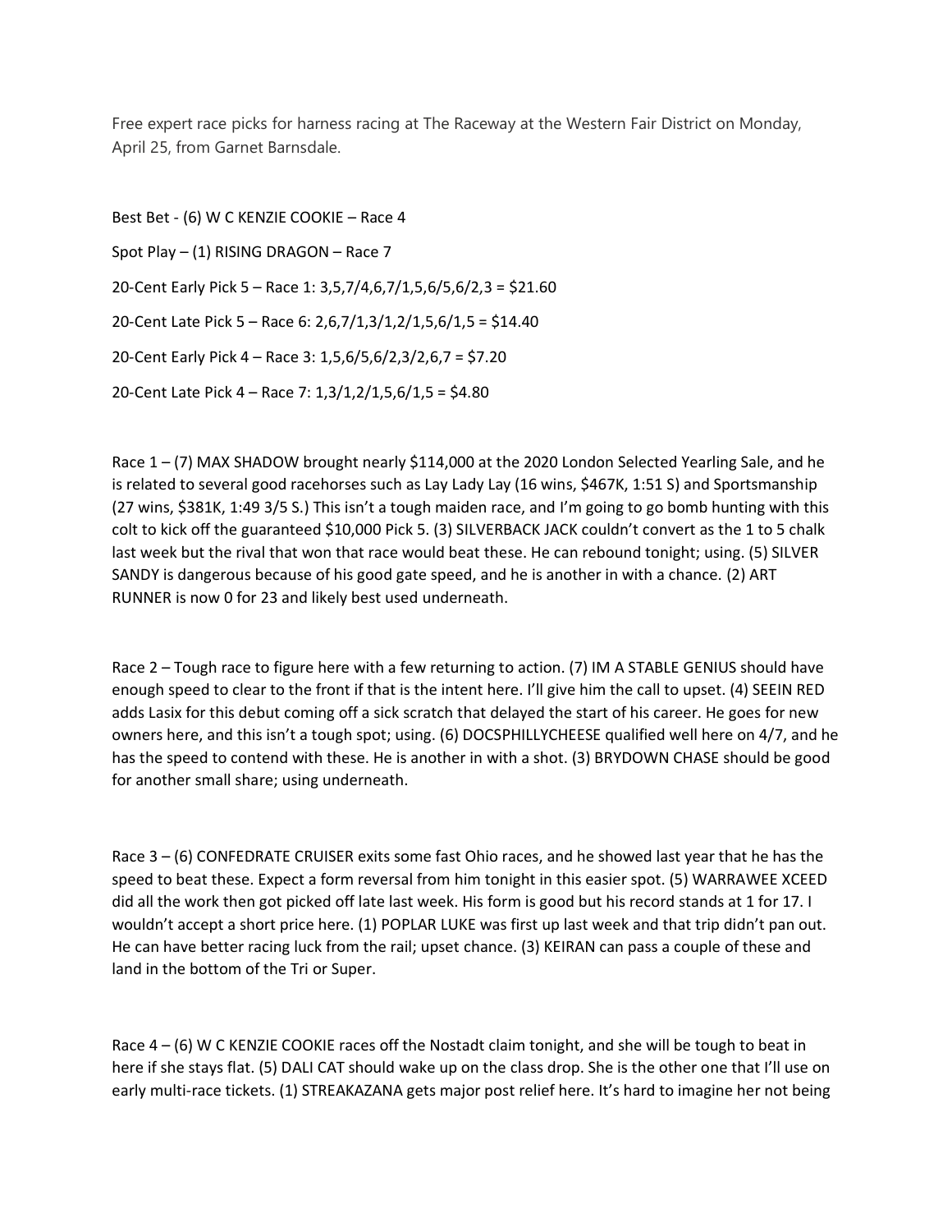Free expert race picks for harness racing at The Raceway at the Western Fair District on Monday, April 25, from Garnet Barnsdale.

Best Bet - (6) W C KENZIE COOKIE – Race 4

Spot Play – (1) RISING DRAGON – Race 7

20-Cent Early Pick 5 – Race 1: 3,5,7/4,6,7/1,5,6/5,6/2,3 = $21.60

20-Cent Late Pick 5 – Race 6: 2,6,7/1,3/1,2/1,5,6/1,5 = $14.40

20-Cent Early Pick 4 – Race 3: 1,5,6/5,6/2,3/2,6,7 = $7.20

20-Cent Late Pick 4 – Race 7: 1,3/1,2/1,5,6/1,5 = $4.80

Race 1 – (7) MAX SHADOW brought nearly $114,000 at the 2020 London Selected Yearling Sale, and he is related to several good racehorses such as Lay Lady Lay (16 wins, $467K, 1:51 S) and Sportsmanship (27 wins, $381K, 1:49 3/5 S.) This isn't a tough maiden race, and I'm going to go bomb hunting with this colt to kick off the guaranteed $10,000 Pick 5. (3) SILVERBACK JACK couldn't convert as the 1 to 5 chalk last week but the rival that won that race would beat these. He can rebound tonight; using. (5) SILVER SANDY is dangerous because of his good gate speed, and he is another in with a chance. (2) ART RUNNER is now 0 for 23 and likely best used underneath.

Race 2 – Tough race to figure here with a few returning to action. (7) IM A STABLE GENIUS should have enough speed to clear to the front if that is the intent here. I'll give him the call to upset. (4) SEEIN RED adds Lasix for this debut coming off a sick scratch that delayed the start of his career. He goes for new owners here, and this isn't a tough spot; using. (6) DOCSPHILLYCHEESE qualified well here on 4/7, and he has the speed to contend with these. He is another in with a shot. (3) BRYDOWN CHASE should be good for another small share; using underneath.

Race 3 – (6) CONFEDRATE CRUISER exits some fast Ohio races, and he showed last year that he has the speed to beat these. Expect a form reversal from him tonight in this easier spot. (5) WARRAWEE XCEED did all the work then got picked off late last week. His form is good but his record stands at 1 for 17. I wouldn't accept a short price here. (1) POPLAR LUKE was first up last week and that trip didn't pan out. He can have better racing luck from the rail; upset chance. (3) KEIRAN can pass a couple of these and land in the bottom of the Tri or Super.

Race 4 – (6) W C KENZIE COOKIE races off the Nostadt claim tonight, and she will be tough to beat in here if she stays flat. (5) DALI CAT should wake up on the class drop. She is the other one that I'll use on early multi-race tickets. (1) STREAKAZANA gets major post relief here. It's hard to imagine her not being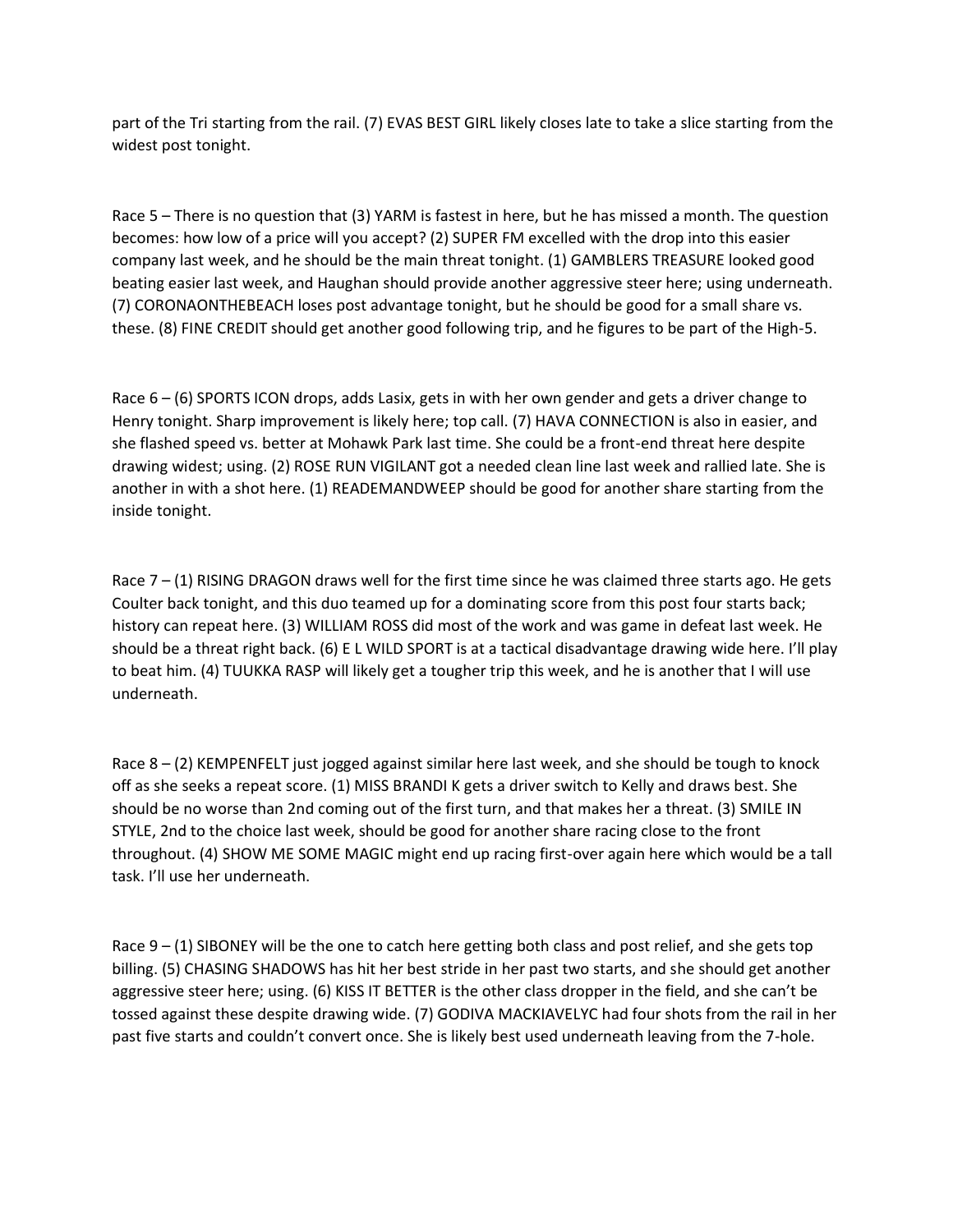part of the Tri starting from the rail. (7) EVAS BEST GIRL likely closes late to take a slice starting from the widest post tonight.

Race 5 – There is no question that (3) YARM is fastest in here, but he has missed a month. The question becomes: how low of a price will you accept? (2) SUPER FM excelled with the drop into this easier company last week, and he should be the main threat tonight. (1) GAMBLERS TREASURE looked good beating easier last week, and Haughan should provide another aggressive steer here; using underneath. (7) CORONAONTHEBEACH loses post advantage tonight, but he should be good for a small share vs. these. (8) FINE CREDIT should get another good following trip, and he figures to be part of the High-5.

Race 6 – (6) SPORTS ICON drops, adds Lasix, gets in with her own gender and gets a driver change to Henry tonight. Sharp improvement is likely here; top call. (7) HAVA CONNECTION is also in easier, and she flashed speed vs. better at Mohawk Park last time. She could be a front-end threat here despite drawing widest; using. (2) ROSE RUN VIGILANT got a needed clean line last week and rallied late. She is another in with a shot here. (1) READEMANDWEEP should be good for another share starting from the inside tonight.

Race 7 – (1) RISING DRAGON draws well for the first time since he was claimed three starts ago. He gets Coulter back tonight, and this duo teamed up for a dominating score from this post four starts back; history can repeat here. (3) WILLIAM ROSS did most of the work and was game in defeat last week. He should be a threat right back. (6) E L WILD SPORT is at a tactical disadvantage drawing wide here. I'll play to beat him. (4) TUUKKA RASP will likely get a tougher trip this week, and he is another that I will use underneath.

Race 8 – (2) KEMPENFELT just jogged against similar here last week, and she should be tough to knock off as she seeks a repeat score. (1) MISS BRANDI K gets a driver switch to Kelly and draws best. She should be no worse than 2nd coming out of the first turn, and that makes her a threat. (3) SMILE IN STYLE, 2nd to the choice last week, should be good for another share racing close to the front throughout. (4) SHOW ME SOME MAGIC might end up racing first-over again here which would be a tall task. I'll use her underneath.

Race 9 – (1) SIBONEY will be the one to catch here getting both class and post relief, and she gets top billing. (5) CHASING SHADOWS has hit her best stride in her past two starts, and she should get another aggressive steer here; using. (6) KISS IT BETTER is the other class dropper in the field, and she can't be tossed against these despite drawing wide. (7) GODIVA MACKIAVELYC had four shots from the rail in her past five starts and couldn't convert once. She is likely best used underneath leaving from the 7-hole.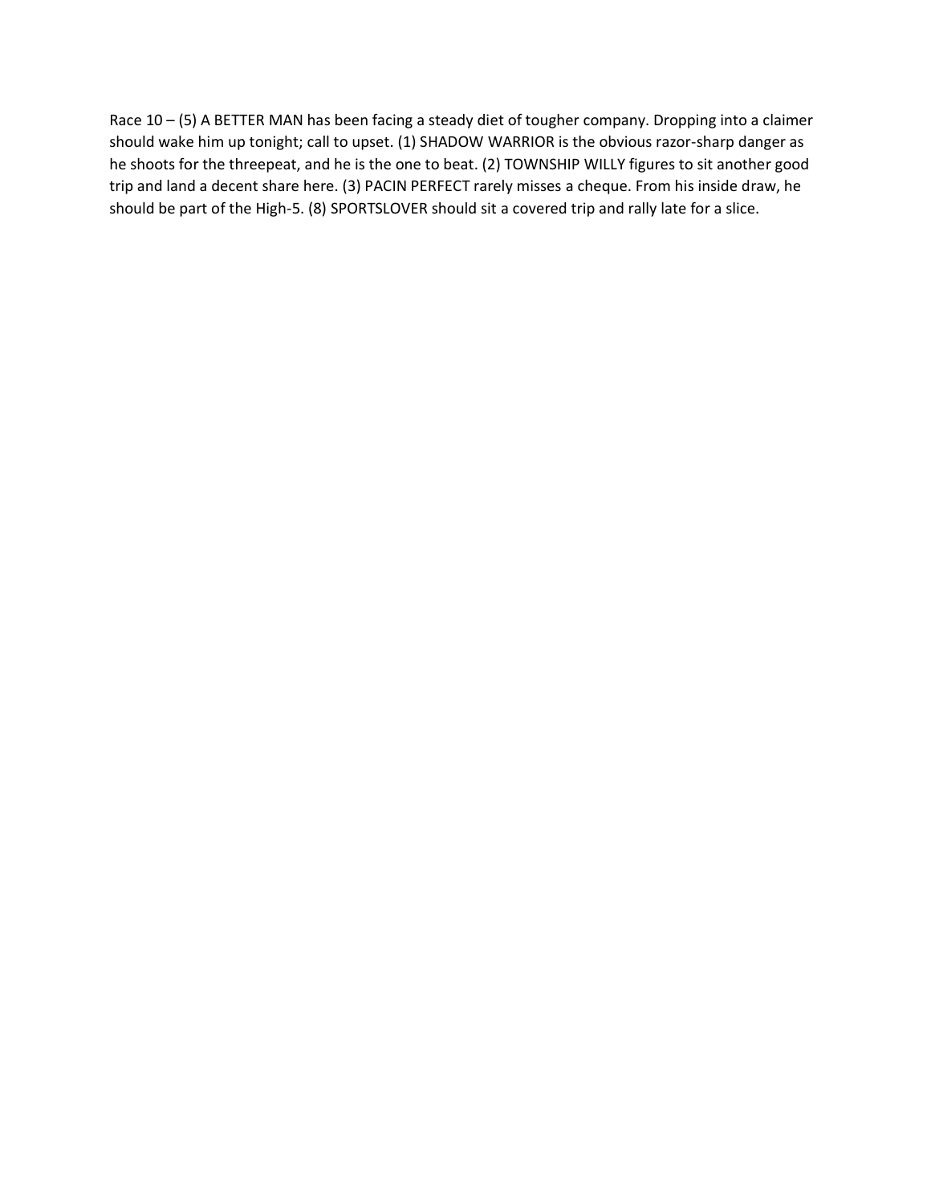Race 10 – (5) A BETTER MAN has been facing a steady diet of tougher company. Dropping into a claimer should wake him up tonight; call to upset. (1) SHADOW WARRIOR is the obvious razor-sharp danger as he shoots for the threepeat, and he is the one to beat. (2) TOWNSHIP WILLY figures to sit another good trip and land a decent share here. (3) PACIN PERFECT rarely misses a cheque. From his inside draw, he should be part of the High-5. (8) SPORTSLOVER should sit a covered trip and rally late for a slice.